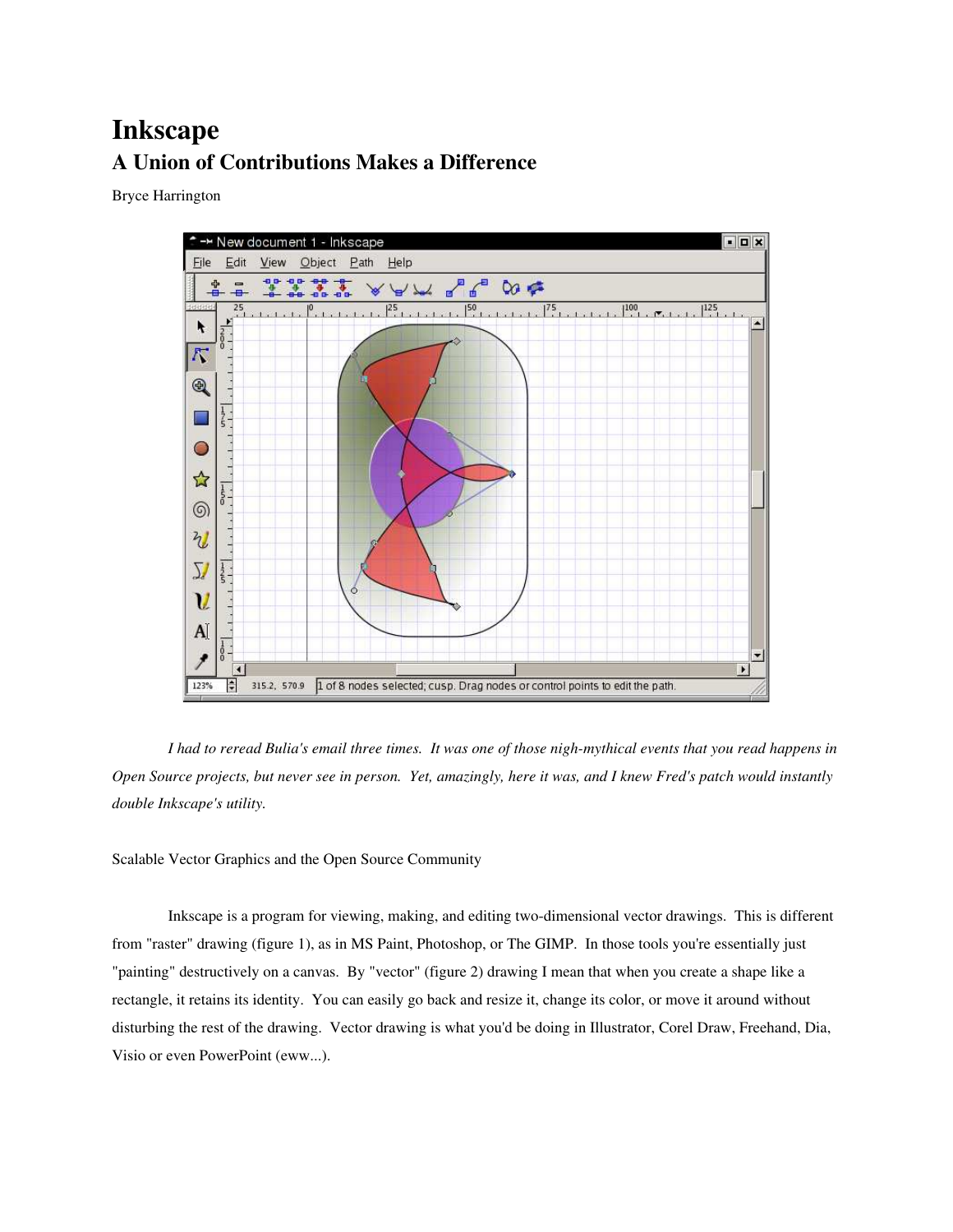# Inkscape

## A Union of Contributions Makes a Difference

Bryce Harrington

*I had to reread Bulia's email three times. It was one of those nigh-mythical events that you read happens in Open Source projects, but never see in person. Yet, amazingly, here it was, and I knew Fred's patch would instantly double Inkscape's utility.*

Scalable Vector Graphics and the Open Source Community

Inkscape is a program for viewing, making, and editing two-dimensional vector drawings. This is different from "raster" drawing (figure 1), as in MS Paint, Photoshop, or The GIMP. In those tools you're essentially just "painting" destructively on a canvas. By "vector" (figure 2) drawing I mean that when you create a shape like a rectangle, it retains its identity. You can easily go back and resize it, change its color, or move it around without disturbing the rest of the drawing. Vector drawing is what you'd be doing in Illustrator, Corel Draw, Freehand, Dia, Visio or even PowerPoint (eww...).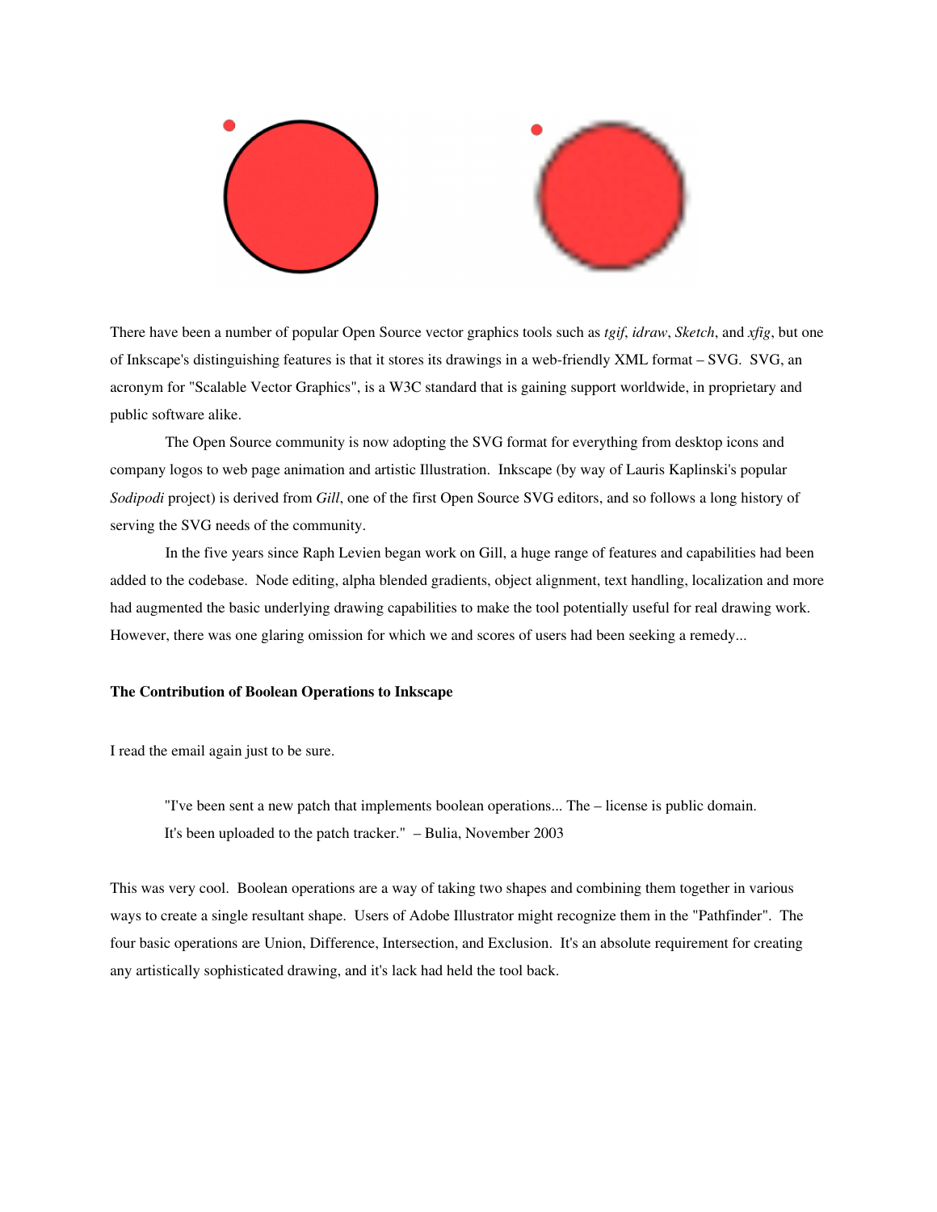There have been a number of popular Open Source vector graphics tools such as *tgif*, *idraw*, *Sketch*, and *xfig*, but one of Inkscape's distinguishing features is that it stores its drawings in a web-friendly XML format – SVG. SVG, an acronym for "Scalable Vector Graphics", is a W3C standard that is gaining support worldwide, in proprietary and public software alike.

The Open Source community is now adopting the SVG format for everything from desktop icons and company logos to web page animation and artistic Illustration. Inkscape (by way of Lauris Kaplinski's popular *Sodipodi* project) is derived from *Gill*, one of the first Open Source SVG editors, and so follows a long history of serving the SVG needs of the community.

In the five years since Raph Levien began work on Gill, a huge range of features and capabilities had been added to the codebase. Node editing, alpha blended gradients, object alignment, text handling, localization and more had augmented the basic underlying drawing capabilities to make the tool potentially useful for real drawing work. However, there was one glaring omission for which we and scores of users had been seeking a remedy...

**The Contribution of Boolean Operations to Inkscape**

I read the email again just to be sure.

> "I've been sent a new patch that implements boolean operations... The – license is public domain. It's been uploaded to the patch tracker." – Bulia, November 2003

This was very cool. Boolean operations are a way of taking two shapes and combining them together in various ways to create a single resultant shape. Users of Adobe Illustrator might recognize them in the "Pathfinder". The four basic operations are Union, Difference, Intersection, and Exclusion. It's an absolute requirement for creating any artistically sophisticated drawing, and it's lack had held the tool back.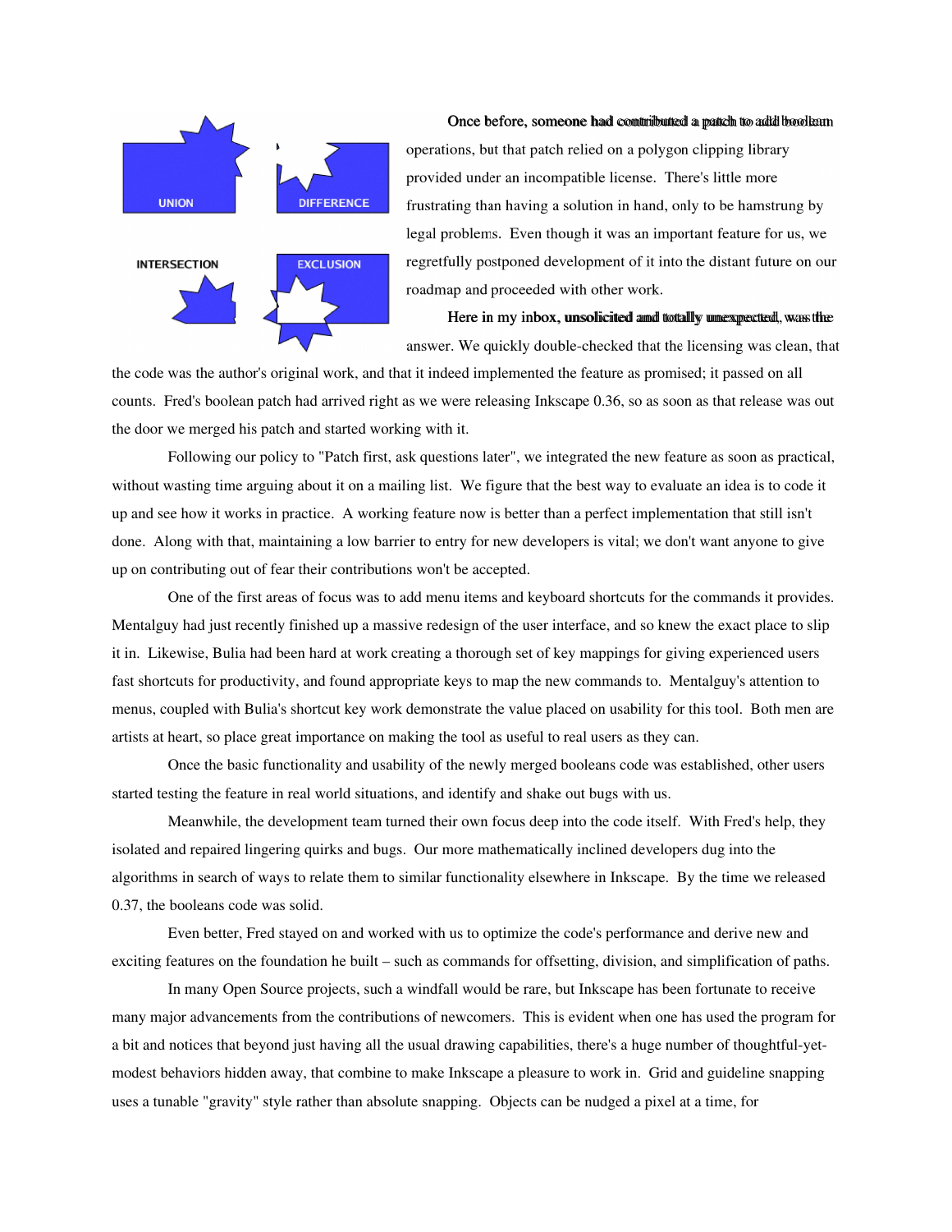Once before, someone had contributed a patch to add boolean operations, but that patch relied on a polygon clipping library provided under an incompatible license. There's little more frustrating than having a solution in hand, only to be hamstrung by legal problems. Even though it was an important feature for us, we regretfully postponed development of it into the distant future on our roadmap and proceeded with other work.

Here in my inbox, unsolicited and totally unexpected, was the answer. We quickly double-checked that the licensing was clean, that the code was the author's original work, and that it indeed implemented the feature as promised; it passed on all counts. Fred's boolean patch had arrived right as we were releasing Inkscape 0.36, so as soon as that release was out the door we merged his patch and started working with it.

Following our policy to "Patch first, ask questions later", we integrated the new feature as soon as practical, without wasting time arguing about it on a mailing list. We figure that the best way to evaluate an idea is to code it up and see how it works in practice. A working feature now is better than a perfect implementation that still isn't done. Along with that, maintaining a low barrier to entry for new developers is vital; we don't want anyone to give up on contributing out of fear their contributions won't be accepted.

One of the first areas of focus was to add menu items and keyboard shortcuts for the commands it provides. Mentalguy had just recently finished up a massive redesign of the user interface, and so knew the exact place to slip it in. Likewise, Bulia had been hard at work creating a thorough set of key mappings for giving experienced users fast shortcuts for productivity, and found appropriate keys to map the new commands to. Mentalguy's attention to menus, coupled with Bulia's shortcut key work demonstrate the value placed on usability for this tool. Both men are artists at heart, so place great importance on making the tool as useful to real users as they can.

Once the basic functionality and usability of the newly merged booleans code was established, other users started testing the feature in real world situations, and identify and shake out bugs with us.

Meanwhile, the development team turned their own focus deep into the code itself. With Fred's help, they isolated and repaired lingering quirks and bugs. Our more mathematically inclined developers dug into the algorithms in search of ways to relate them to similar functionality elsewhere in Inkscape. By the time we released 0.37, the booleans code was solid.

Even better, Fred stayed on and worked with us to optimize the code's performance and derive new and exciting features on the foundation he built – such as commands for offsetting, division, and simplification of paths.

In many Open Source projects, such a windfall would be rare, but Inkscape has been fortunate to receive many major advancements from the contributions of newcomers. This is evident when one has used the program for a bit and notices that beyond just having all the usual drawing capabilities, there's a huge number of thoughtful-yet-modest behaviors hidden away, that combine to make Inkscape a pleasure to work in. Grid and guideline snapping uses a tunable "gravity" style rather than absolute snapping. Objects can be nudged a pixel at a time, for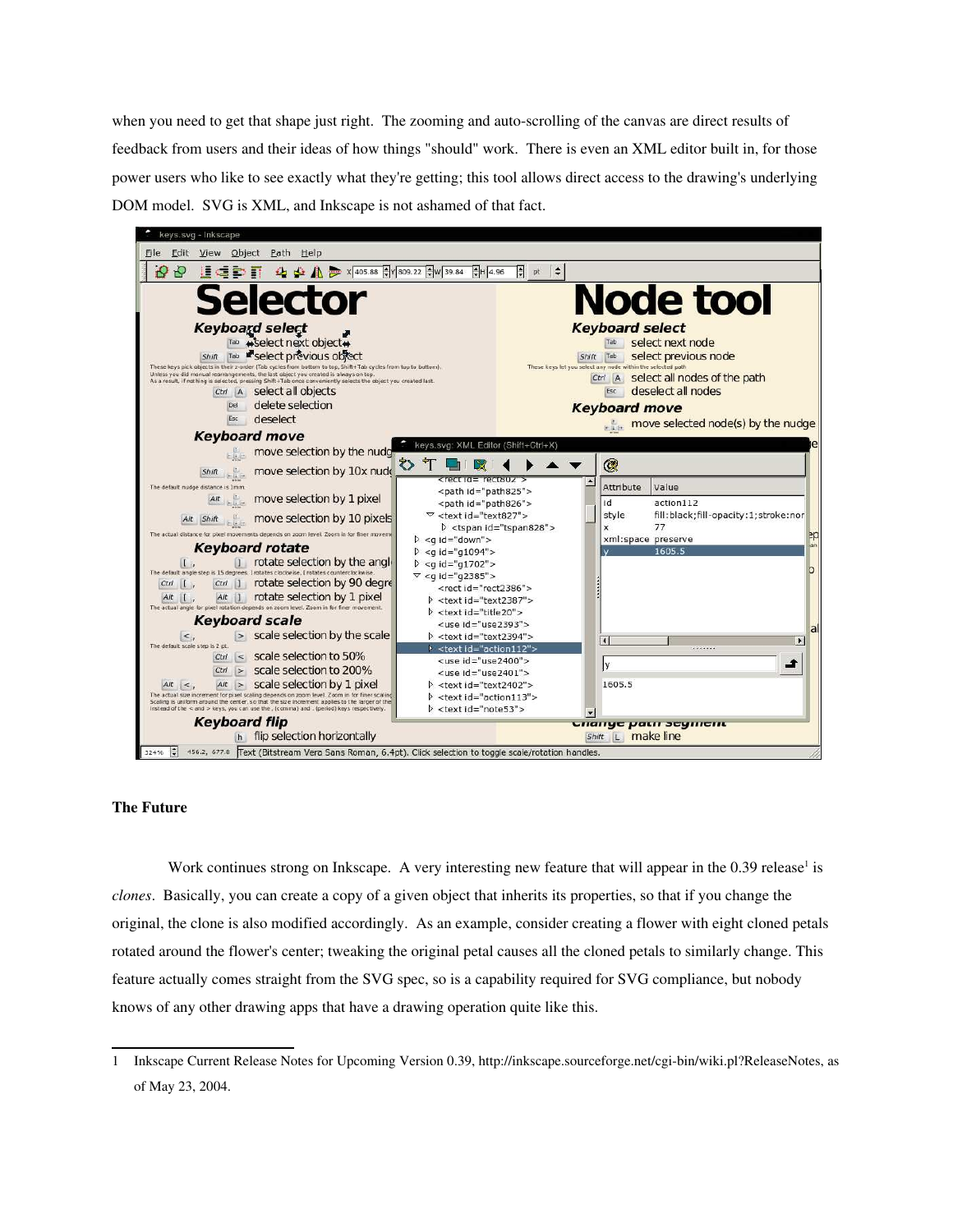when you need to get that shape just right. The zooming and auto-scrolling of the canvas are direct results of feedback from users and their ideas of how things "should" work. There is even an XML editor built in, for those power users who like to see exactly what they're getting; this tool allows direct access to the drawing's underlying DOM model. SVG is XML, and Inkscape is not ashamed of that fact.

### The Future

Work continues strong on Inkscape. A very interesting new feature that will appear in the 0.39 release[1] is *clones*. Basically, you can create a copy of a given object that inherits its properties, so that if you change the original, the clone is also modified accordingly. As an example, consider creating a flower with eight cloned petals rotated around the flower's center; tweaking the original petal causes all the cloned petals to similarly change. This feature actually comes straight from the SVG spec, so is a capability required for SVG compliance, but nobody knows of any other drawing apps that have a drawing operation quite like this.

---

1 Inkscape Current Release Notes for Upcoming Version 0.39, http://inkscape.sourceforge.net/cgi-bin/wiki.pl?ReleaseNotes, as of May 23, 2004.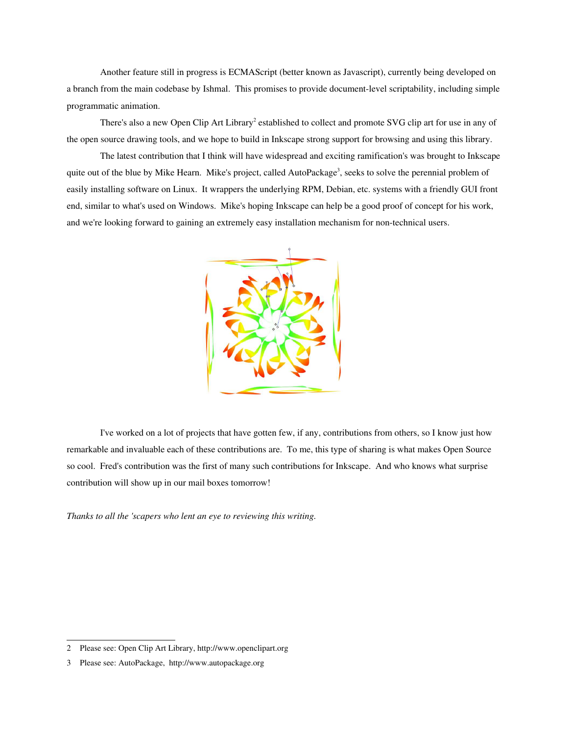Another feature still in progress is ECMAScript (better known as Javascript), currently being developed on a branch from the main codebase by Ishmal. This promises to provide document-level scriptability, including simple programmatic animation.

There's also a new Open Clip Art Library[2] established to collect and promote SVG clip art for use in any of the open source drawing tools, and we hope to build in Inkscape strong support for browsing and using this library.

The latest contribution that I think will have widespread and exciting ramification's was brought to Inkscape quite out of the blue by Mike Hearn. Mike's project, called AutoPackage[3], seeks to solve the perennial problem of easily installing software on Linux. It wrappers the underlying RPM, Debian, etc. systems with a friendly GUI front end, similar to what's used on Windows. Mike's hoping Inkscape can help be a good proof of concept for his work, and we're looking forward to gaining an extremely easy installation mechanism for non-technical users.

I've worked on a lot of projects that have gotten few, if any, contributions from others, so I know just how remarkable and invaluable each of these contributions are. To me, this type of sharing is what makes Open Source so cool. Fred's contribution was the first of many such contributions for Inkscape. And who knows what surprise contribution will show up in our mail boxes tomorrow!

*Thanks to all the 'scapers who lent an eye to reviewing this writing.*

---

2 Please see: Open Clip Art Library, http://www.openclipart.org

3 Please see: AutoPackage, http://www.autopackage.org